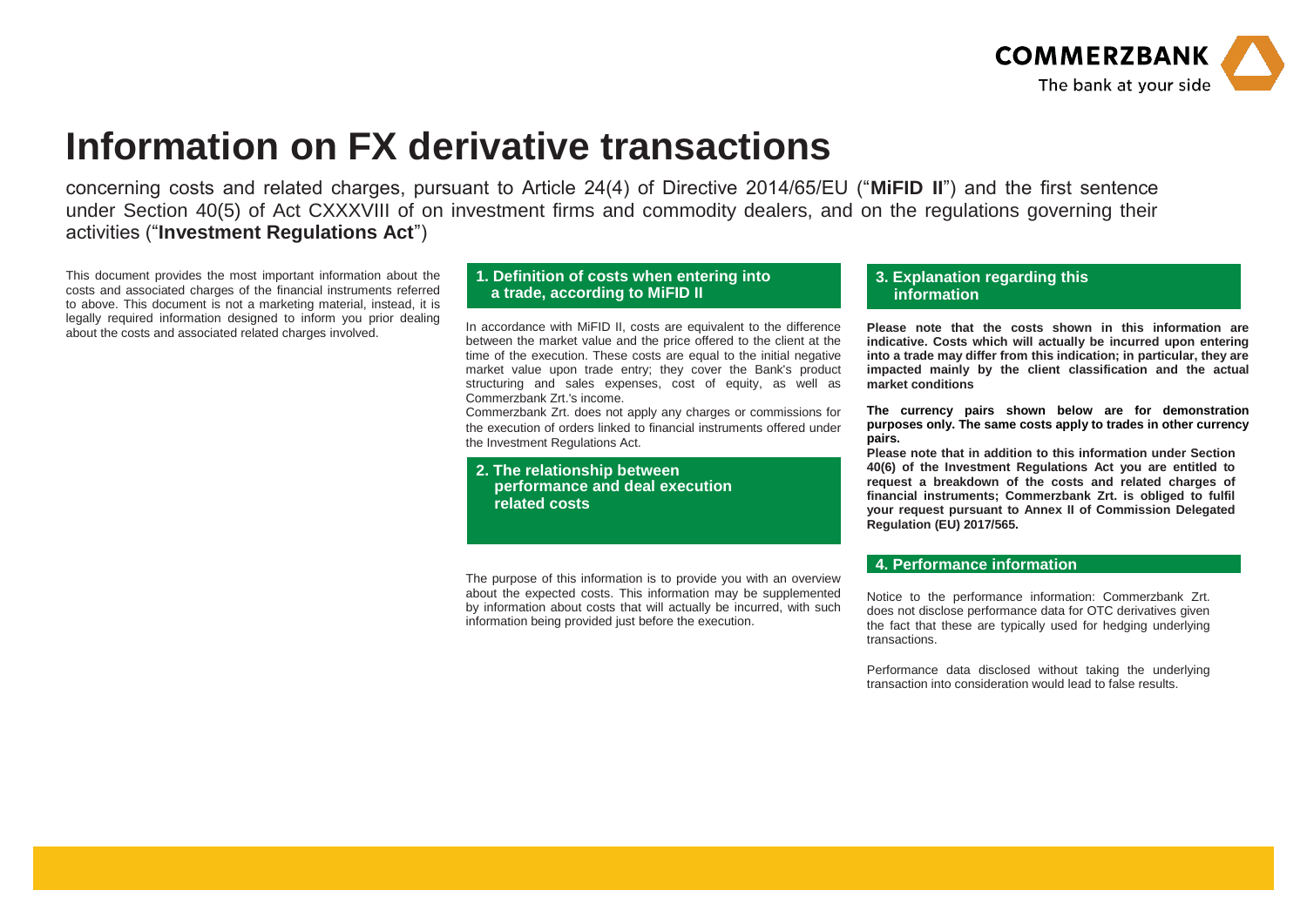# Information on FX derivative transactions

concerning costs and related charges, pursuant to Article 24(4) of Directive 2014/65/EU ("**MiFID II**") and the first sentence under Section 40(5) of Act CXXXVIII of on investment firms and commodity dealers, and on the regulations governing their activities ("**Investment Regulations Act**")

This document provides the most important information about the costs and associated charges of the financial instruments referred to above. This document is not a marketing material, instead, it is legally required information designed to inform you prior dealing about the costs and associated related charges involved.

## 1. Definition of costs when entering into a trade, according to MiFID II

In accordance with MiFID II, costs are equivalent to the difference between the market value and the price offered to the client at the time of the execution. These costs are equal to the initial negative market value upon trade entry; they cover the Bank's product structuring and sales expenses, cost of equity, as well as Commerzbank Zrt.'s income.

Commerzbank Zrt. does not apply any charges or commissions for the execution of orders linked to financial instruments offered under the Investment Regulations Act.

## 2. The relationship between performance and deal execution related costs

The purpose of this information is to provide you with an overview about the expected costs. This information may be supplemented by information about costs that will actually be incurred, with such information being provided just before the execution.

## 3. Explanation regarding this information

**Please note that the costs shown in this information are indicative. Costs which will actually be incurred upon entering into a trade may differ from this indication; in particular, they are impacted mainly by the client classification and the actual market conditions**

**The currency pairs shown below are for demonstration purposes only. The same costs apply to trades in other currency pairs.**

**Please note that in addition to this information under Section 40(6) of the Investment Regulations Act you are entitled to request a breakdown of the costs and related charges of financial instruments; Commerzbank Zrt. is obliged to fulfil your request pursuant to Annex II of Commission Delegated Regulation (EU) 2017/565.**

## 4. Performance information

Notice to the performance information: Commerzbank Zrt. does not disclose performance data for OTC derivatives given the fact that these are typically used for hedging underlying transactions.

Performance data disclosed without taking the underlying transaction into consideration would lead to false results.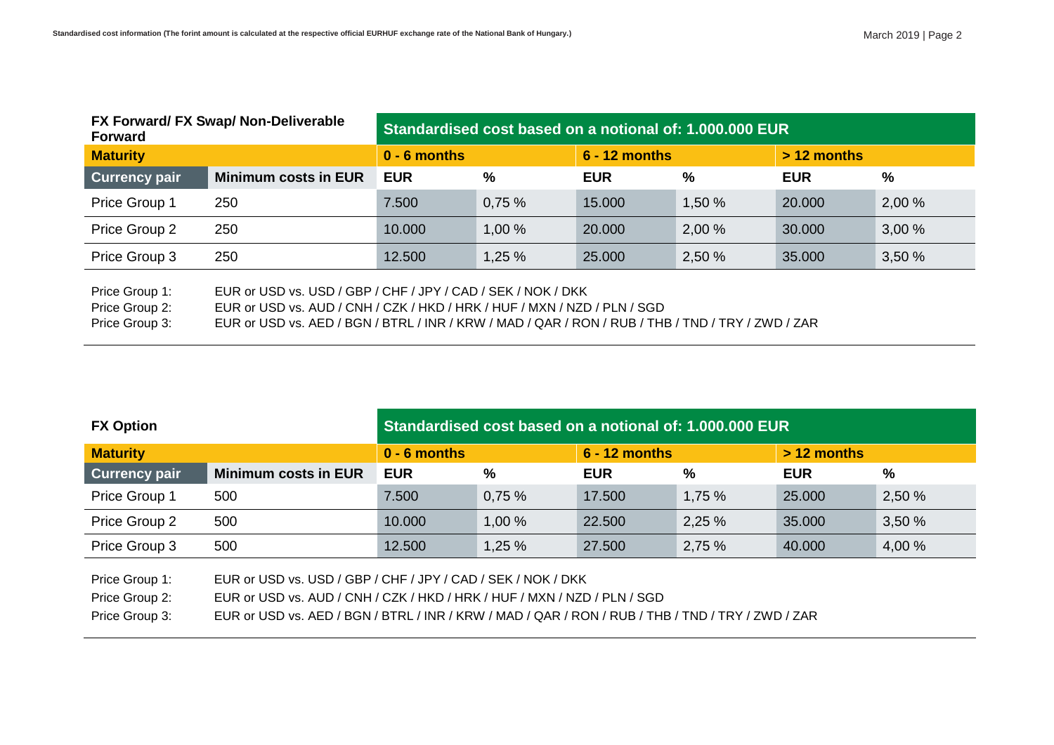| FX Forward/ FX Swap/ Non-Deliverable Forward | | Standardised cost based on a notional of: 1.000.000 EUR | | | | | |
|---|---|---|---|---|---|---|---|
| **Maturity** | | **0 - 6 months** | | **6 - 12 months** | | **> 12 months** | |
| **Currency pair** | **Minimum costs in EUR** | **EUR** | **%** | **EUR** | **%** | **EUR** | **%** |
| Price Group 1 | 250 | 7.500 | 0,75 % | 15.000 | 1,50 % | 20.000 | 2,00 % |
| Price Group 2 | 250 | 10.000 | 1,00 % | 20.000 | 2,00 % | 30.000 | 3,00 % |
| Price Group 3 | 250 | 12.500 | 1,25 % | 25.000 | 2,50 % | 35.000 | 3,50 % |

Price Group 1: EUR or USD vs. USD / GBP / CHF / JPY / CAD / SEK / NOK / DKK
Price Group 2: EUR or USD vs. AUD / CNH / CZK / HKD / HRK / HUF / MXN / NZD / PLN / SGD
Price Group 3: EUR or USD vs. AED / BGN / BTRL / INR / KRW / MAD / QAR / RON / RUB / THB / TND / TRY / ZWD / ZAR

| FX Option | | Standardised cost based on a notional of: 1.000.000 EUR | | | | | |
|---|---|---|---|---|---|---|---|
| **Maturity** | | **0 - 6 months** | | **6 - 12 months** | | **> 12 months** | |
| **Currency pair** | **Minimum costs in EUR** | **EUR** | **%** | **EUR** | **%** | **EUR** | **%** |
| Price Group 1 | 500 | 7.500 | 0,75 % | 17.500 | 1,75 % | 25.000 | 2,50 % |
| Price Group 2 | 500 | 10.000 | 1,00 % | 22.500 | 2,25 % | 35.000 | 3,50 % |
| Price Group 3 | 500 | 12.500 | 1,25 % | 27.500 | 2,75 % | 40.000 | 4,00 % |

Price Group 1: EUR or USD vs. USD / GBP / CHF / JPY / CAD / SEK / NOK / DKK
Price Group 2: EUR or USD vs. AUD / CNH / CZK / HKD / HRK / HUF / MXN / NZD / PLN / SGD
Price Group 3: EUR or USD vs. AED / BGN / BTRL / INR / KRW / MAD / QAR / RON / RUB / THB / TND / TRY / ZWD / ZAR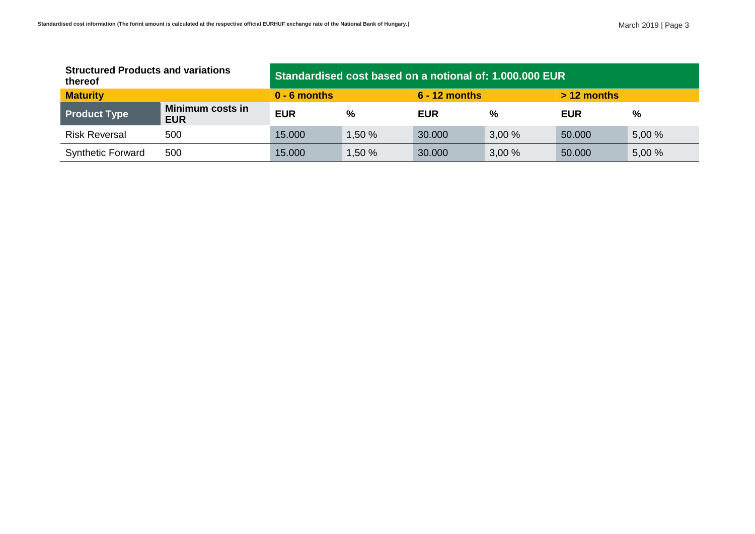| Structured Products and variations thereof | | Standardised cost based on a notional of: 1.000.000 EUR | | | | | |
|---|---|---|---|---|---|---|---|
| **Maturity** | | **0 - 6 months** | | **6 - 12 months** | | **> 12 months** | |
| **Product Type** | **Minimum costs in EUR** | **EUR** | **%** | **EUR** | **%** | **EUR** | **%** |
| Risk Reversal | 500 | 15.000 | 1,50 % | 30.000 | 3,00 % | 50.000 | 5,00 % |
| Synthetic Forward | 500 | 15.000 | 1,50 % | 30.000 | 3,00 % | 50.000 | 5,00 % |